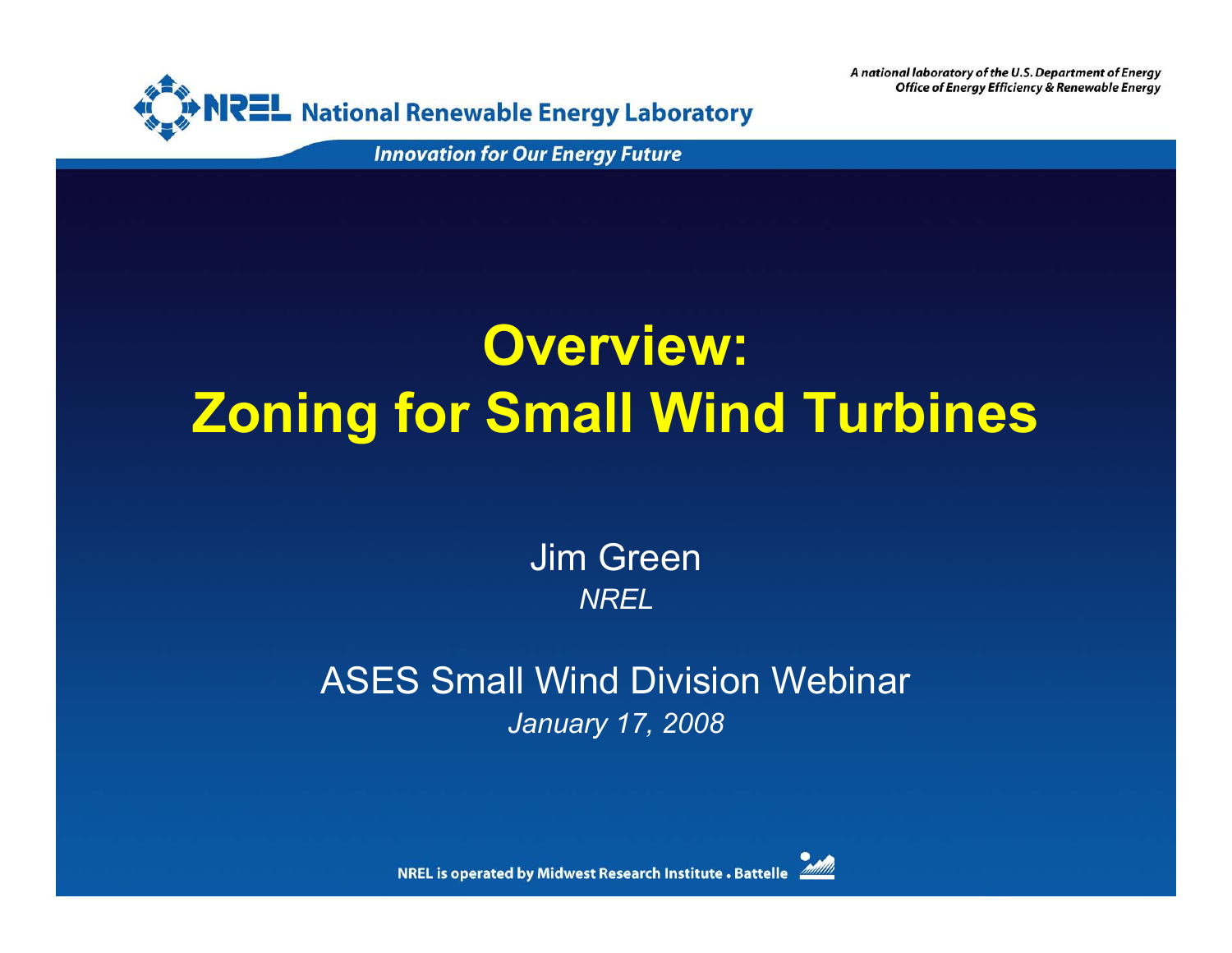A national laboratory of the U.S. Department of Energy
Office of Energy Efficiency & Renewable Energy

NREL National Renewable Energy Laboratory

*Innovation for Our Energy Future*

# Overview: Zoning for Small Wind Turbines

Jim Green
*NREL*

ASES Small Wind Division Webinar
*January 17, 2008*

NREL is operated by Midwest Research Institute • Battelle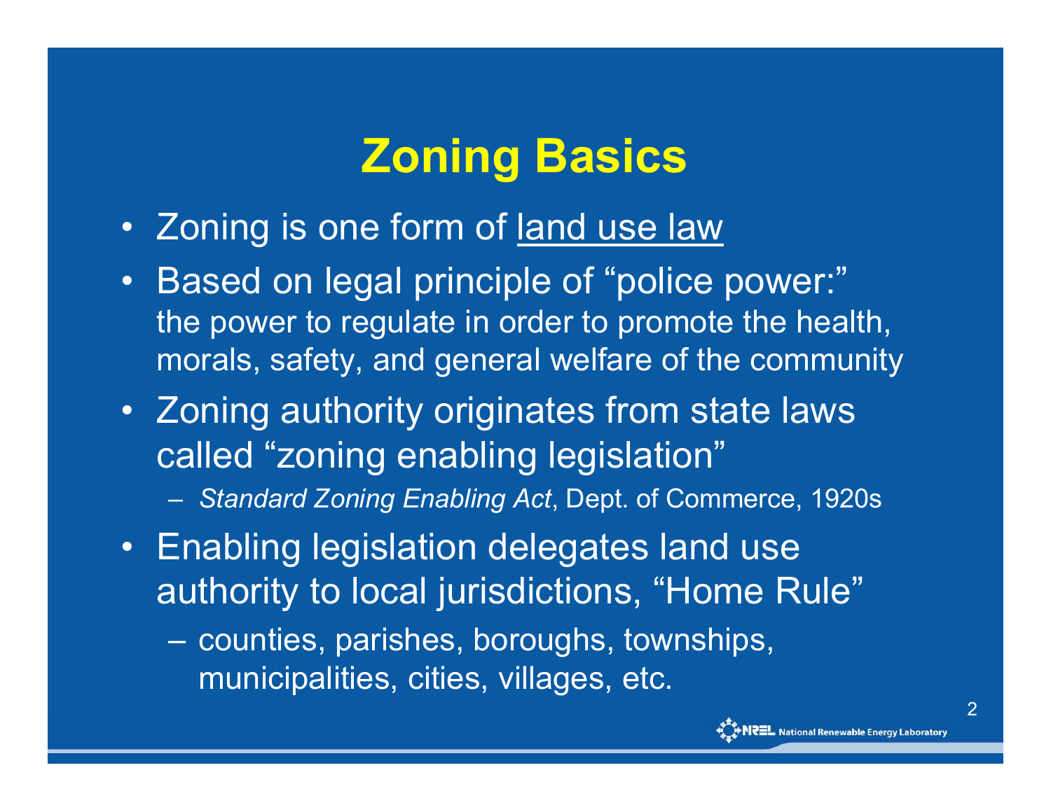# Zoning Basics

- Zoning is one form of <u>land use law</u>
- Based on legal principle of "police power:" the power to regulate in order to promote the health, morals, safety, and general welfare of the community
- Zoning authority originates from state laws called "zoning enabling legislation"
  - *Standard Zoning Enabling Act*, Dept. of Commerce, 1920s
- Enabling legislation delegates land use authority to local jurisdictions, "Home Rule"
  - counties, parishes, boroughs, townships, municipalities, cities, villages, etc.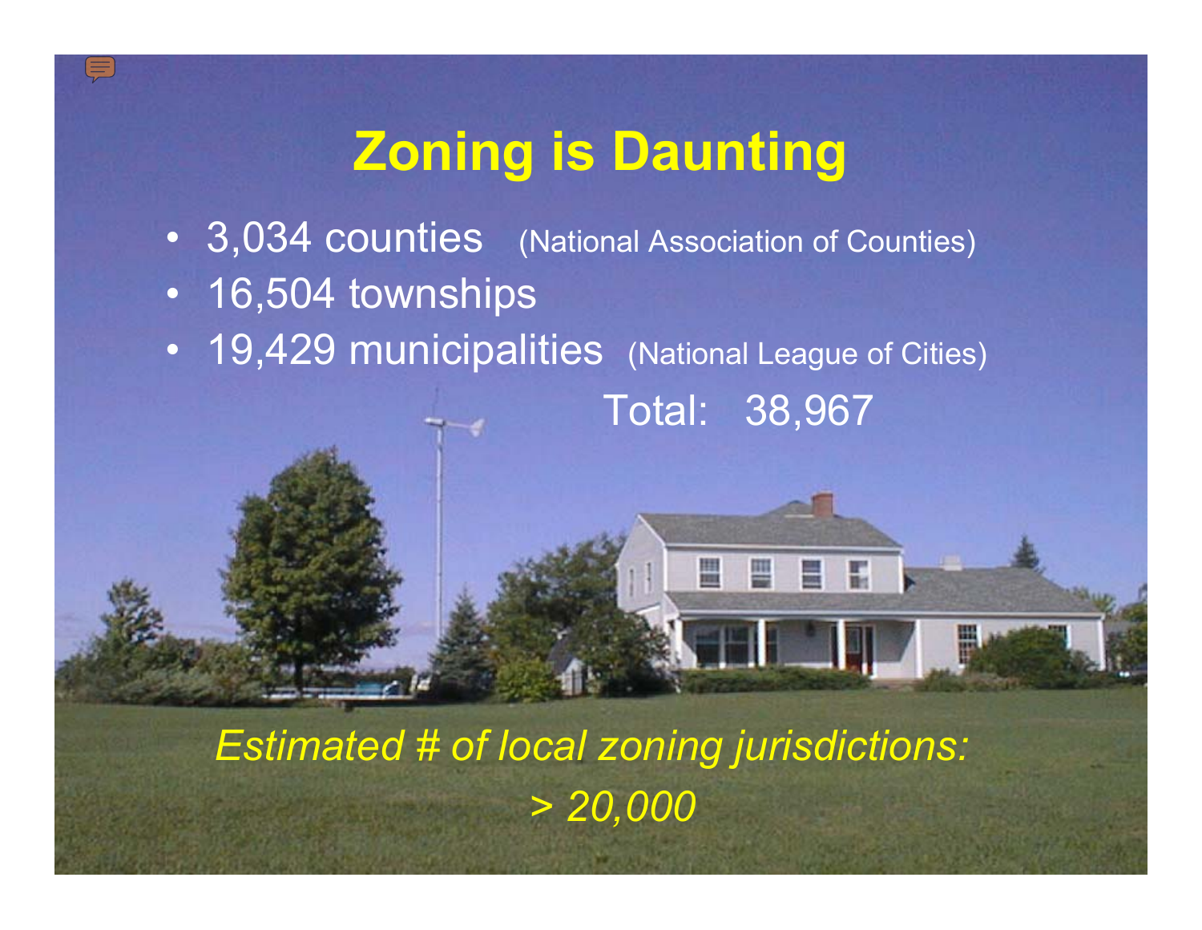# Zoning is Daunting

- 3,034 counties (National Association of Counties)
- 16,504 townships
- 19,429 municipalities (National League of Cities)

Total: 38,967

*Estimated # of local zoning jurisdictions:*

*> 20,000*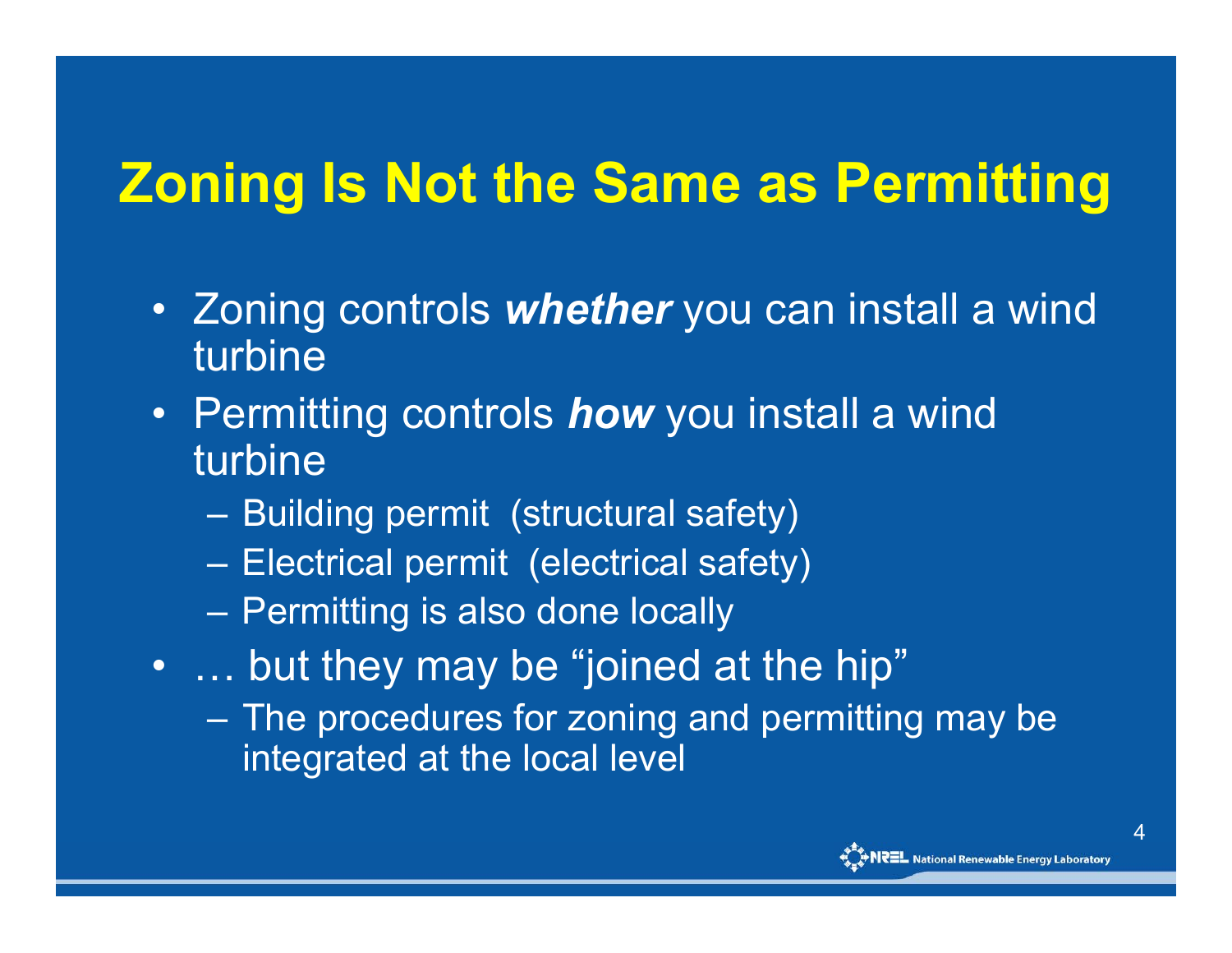# Zoning Is Not the Same as Permitting

- Zoning controls ***whether*** you can install a wind turbine
- Permitting controls ***how*** you install a wind turbine
  - Building permit (structural safety)
  - Electrical permit (electrical safety)
  - Permitting is also done locally
- … but they may be "joined at the hip"
  - The procedures for zoning and permitting may be integrated at the local level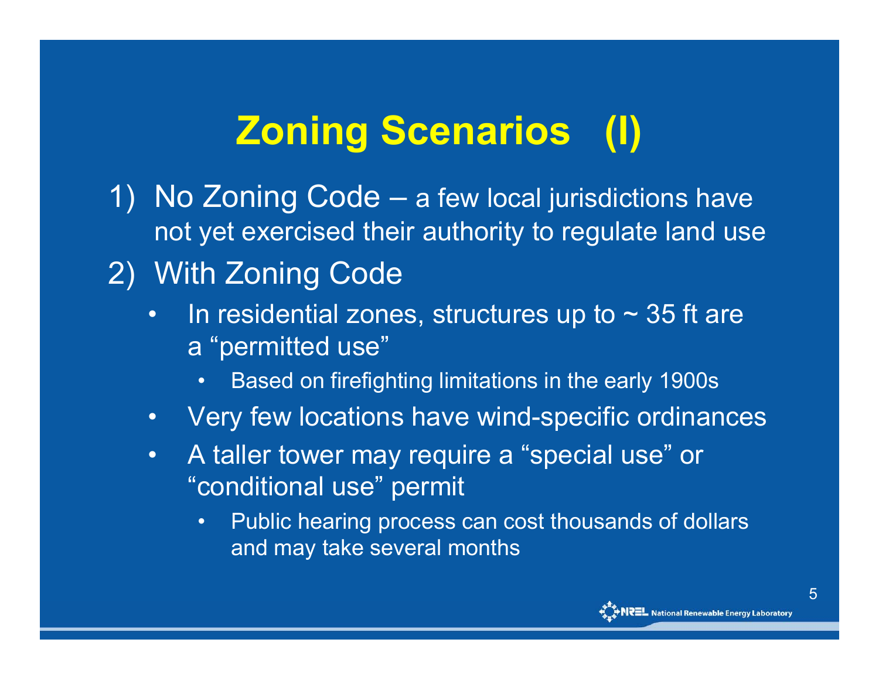# Zoning Scenarios (I)

1) No Zoning Code – a few local jurisdictions have not yet exercised their authority to regulate land use
2) With Zoning Code
   - In residential zones, structures up to ~ 35 ft are a "permitted use"
     - Based on firefighting limitations in the early 1900s
   - Very few locations have wind-specific ordinances
   - A taller tower may require a "special use" or "conditional use" permit
     - Public hearing process can cost thousands of dollars and may take several months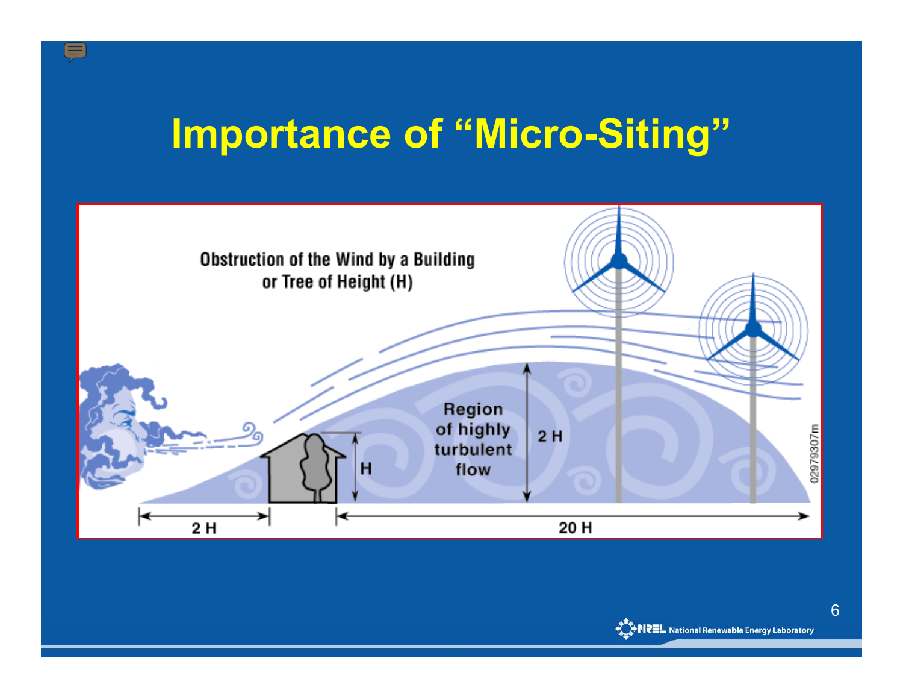# Importance of "Micro-Siting"

Obstruction of the Wind by a Building or Tree of Height (H)

Region of highly turbulent flow

2 H

H

2 H

20 H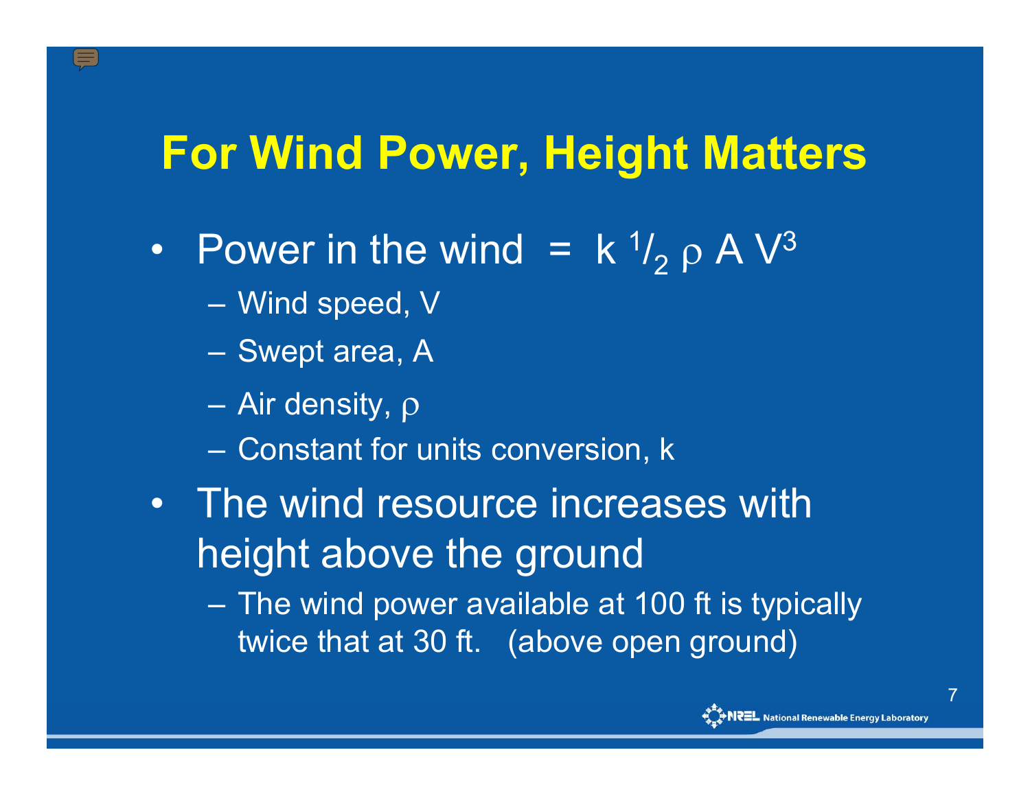# For Wind Power, Height Matters

- Power in the wind = $k \, {}^{1}/_{2} \, \rho \, A \, V^3$
  - Wind speed, V
  - Swept area, A
  - Air density, $\rho$
  - Constant for units conversion, k
- The wind resource increases with height above the ground
  - The wind power available at 100 ft is typically twice that at 30 ft. (above open ground)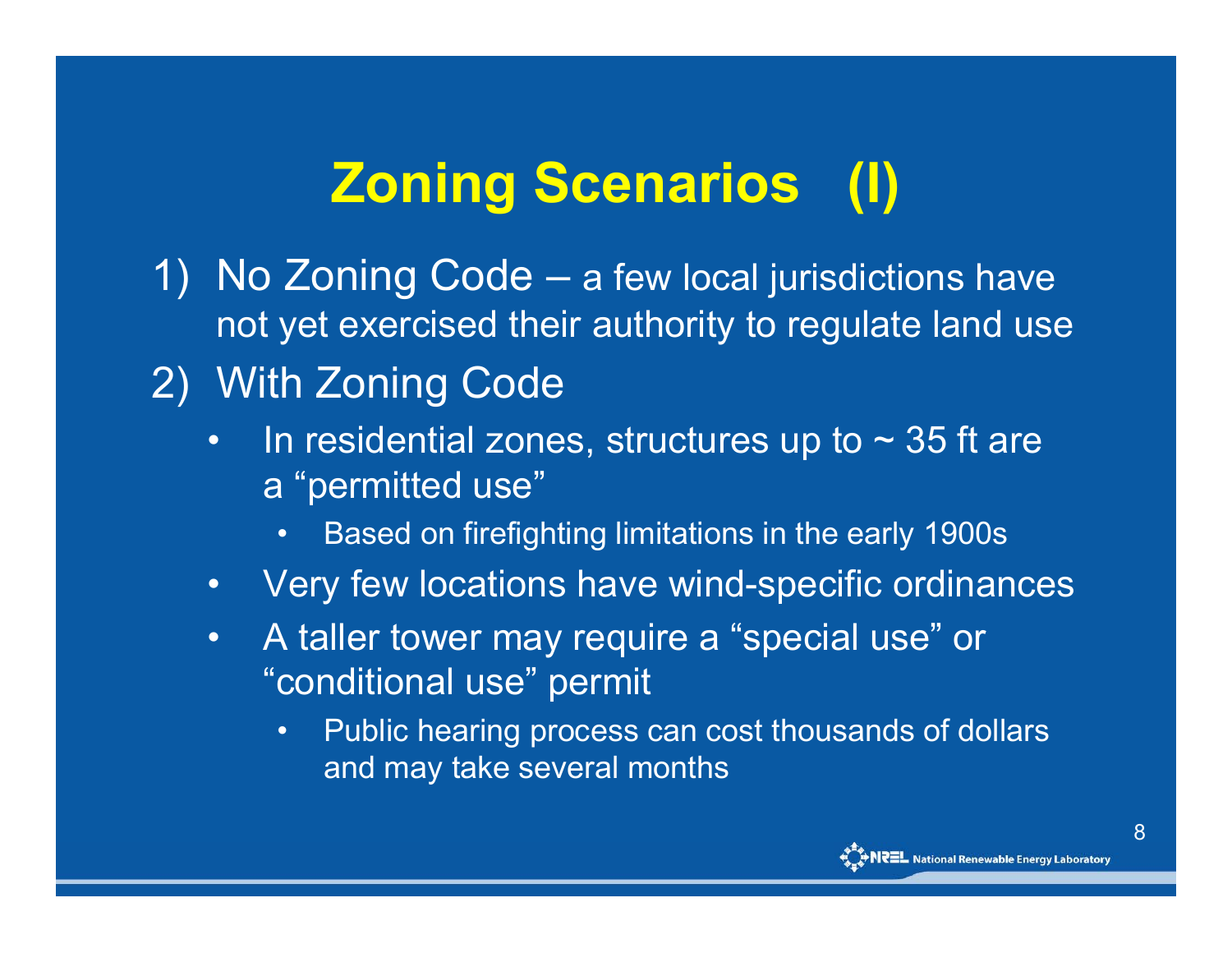# Zoning Scenarios (I)

1) No Zoning Code – a few local jurisdictions have not yet exercised their authority to regulate land use
2) With Zoning Code
   - In residential zones, structures up to ~ 35 ft are a "permitted use"
     - Based on firefighting limitations in the early 1900s
   - Very few locations have wind-specific ordinances
   - A taller tower may require a "special use" or "conditional use" permit
     - Public hearing process can cost thousands of dollars and may take several months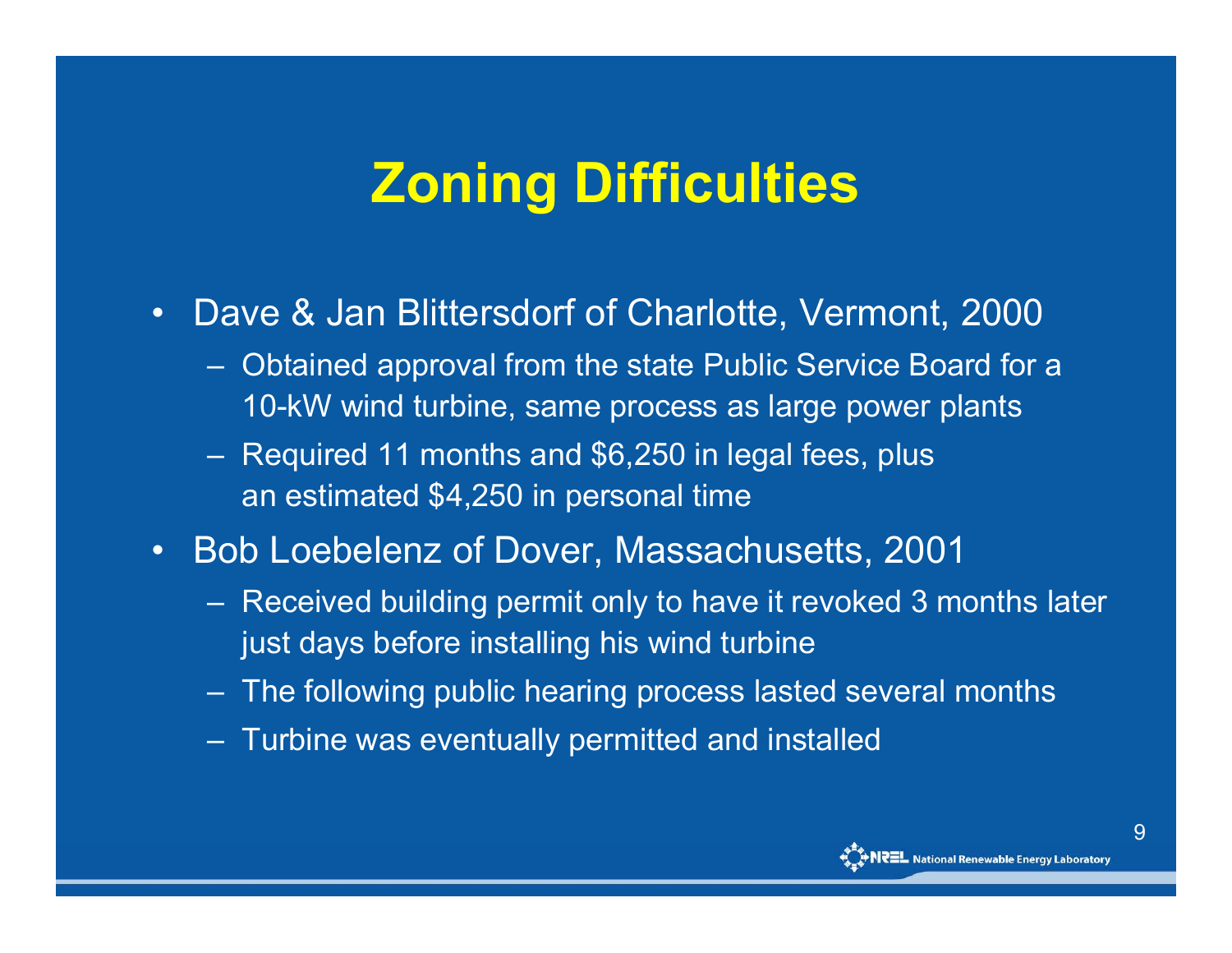# Zoning Difficulties

- Dave & Jan Blittersdorf of Charlotte, Vermont, 2000
  - Obtained approval from the state Public Service Board for a 10-kW wind turbine, same process as large power plants
  - Required 11 months and $6,250 in legal fees, plus an estimated $4,250 in personal time
- Bob Loebelenz of Dover, Massachusetts, 2001
  - Received building permit only to have it revoked 3 months later just days before installing his wind turbine
  - The following public hearing process lasted several months
  - Turbine was eventually permitted and installed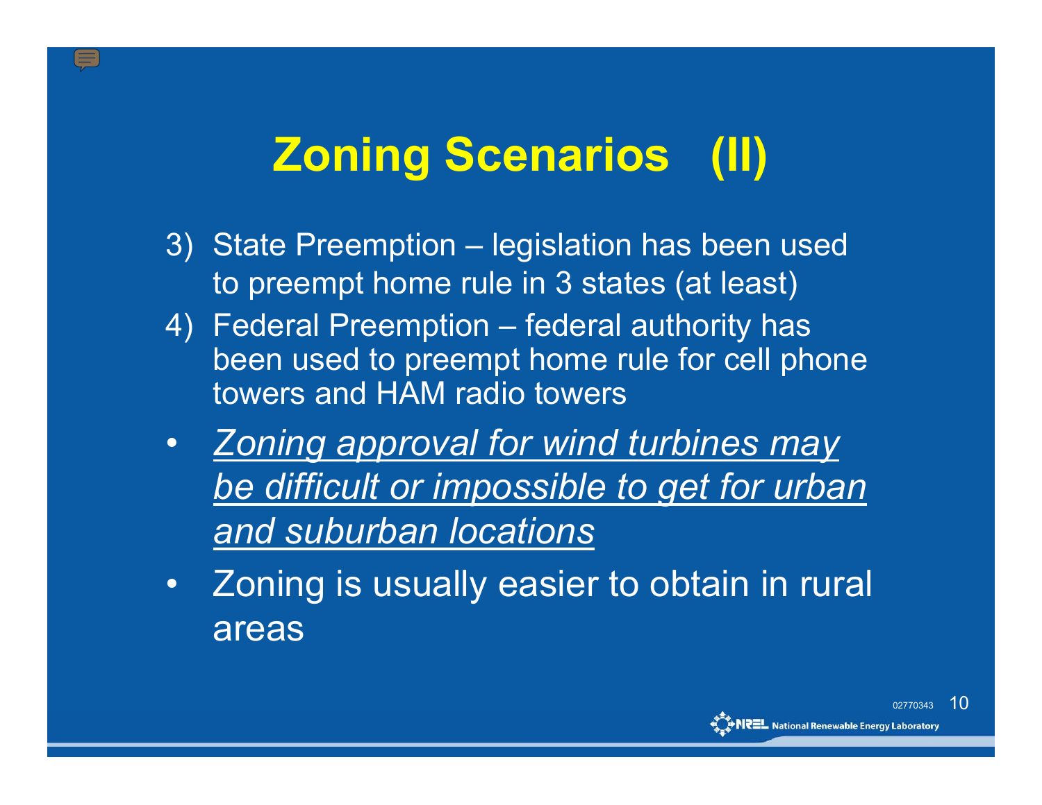# Zoning Scenarios (II)

3) State Preemption – legislation has been used to preempt home rule in 3 states (at least)
4) Federal Preemption – federal authority has been used to preempt home rule for cell phone towers and HAM radio towers

- <u>*Zoning approval for wind turbines may be difficult or impossible to get for urban and suburban locations*</u>
- Zoning is usually easier to obtain in rural areas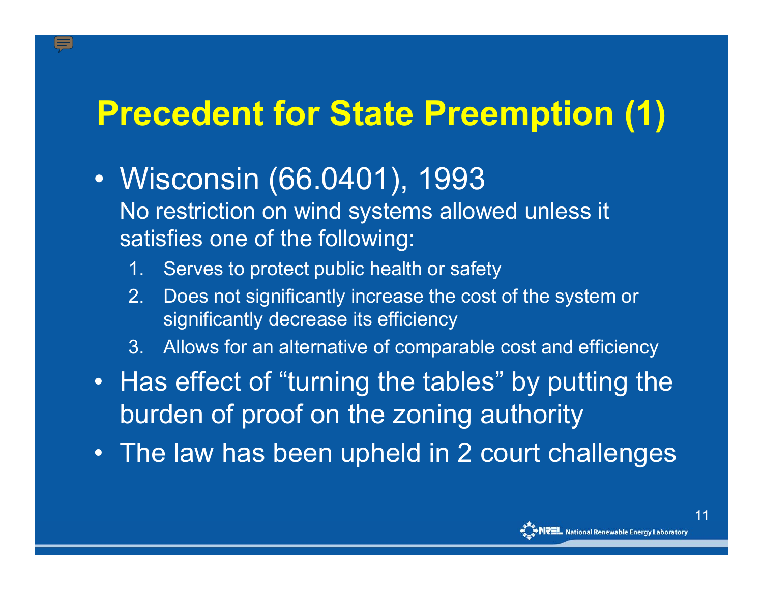# Precedent for State Preemption (1)

- Wisconsin (66.0401), 1993
  No restriction on wind systems allowed unless it satisfies one of the following:
  1. Serves to protect public health or safety
  2. Does not significantly increase the cost of the system or significantly decrease its efficiency
  3. Allows for an alternative of comparable cost and efficiency
- Has effect of "turning the tables" by putting the burden of proof on the zoning authority
- The law has been upheld in 2 court challenges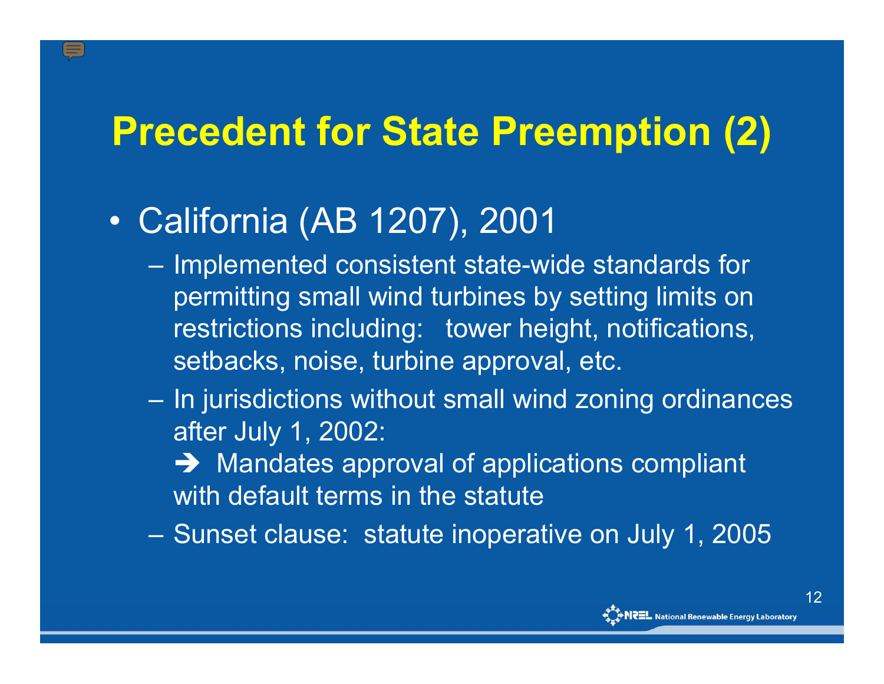# Precedent for State Preemption (2)

- California (AB 1207), 2001
  - Implemented consistent state-wide standards for permitting small wind turbines by setting limits on restrictions including: tower height, notifications, setbacks, noise, turbine approval, etc.
  - In jurisdictions without small wind zoning ordinances after July 1, 2002:

    ➔ Mandates approval of applications compliant with default terms in the statute
  - Sunset clause: statute inoperative on July 1, 2005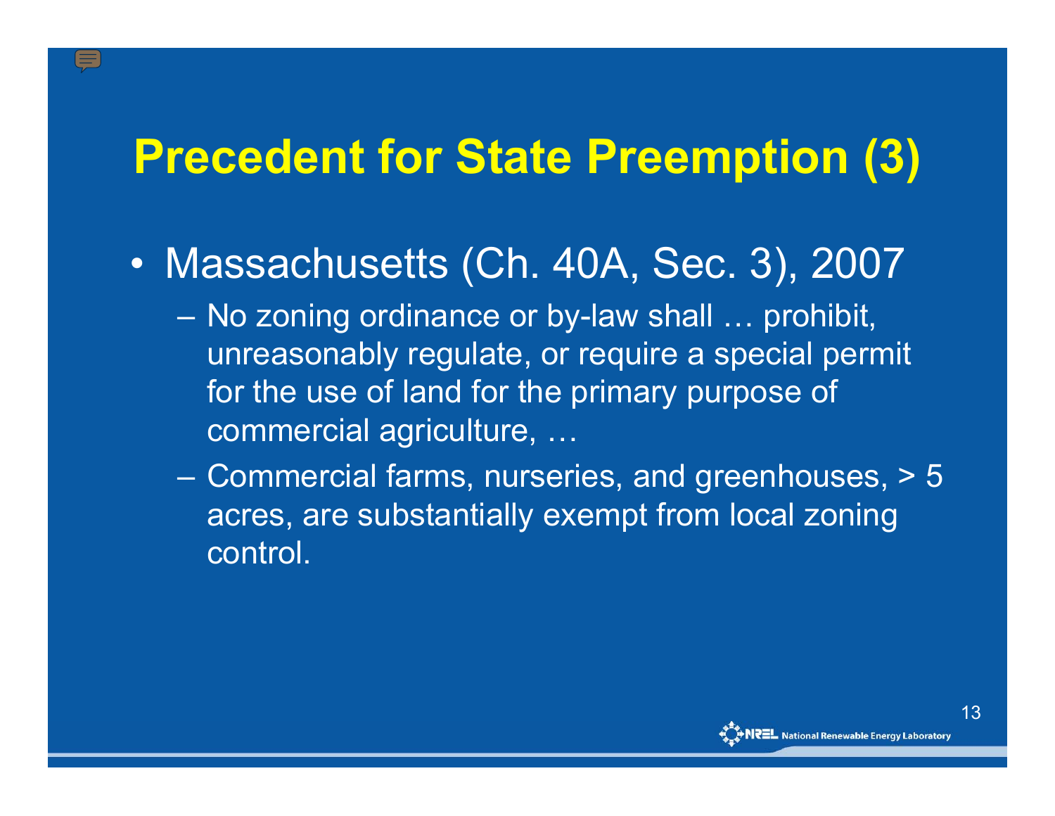# Precedent for State Preemption (3)

- Massachusetts (Ch. 40A, Sec. 3), 2007
  - No zoning ordinance or by-law shall … prohibit, unreasonably regulate, or require a special permit for the use of land for the primary purpose of commercial agriculture, …
  - Commercial farms, nurseries, and greenhouses, > 5 acres, are substantially exempt from local zoning control.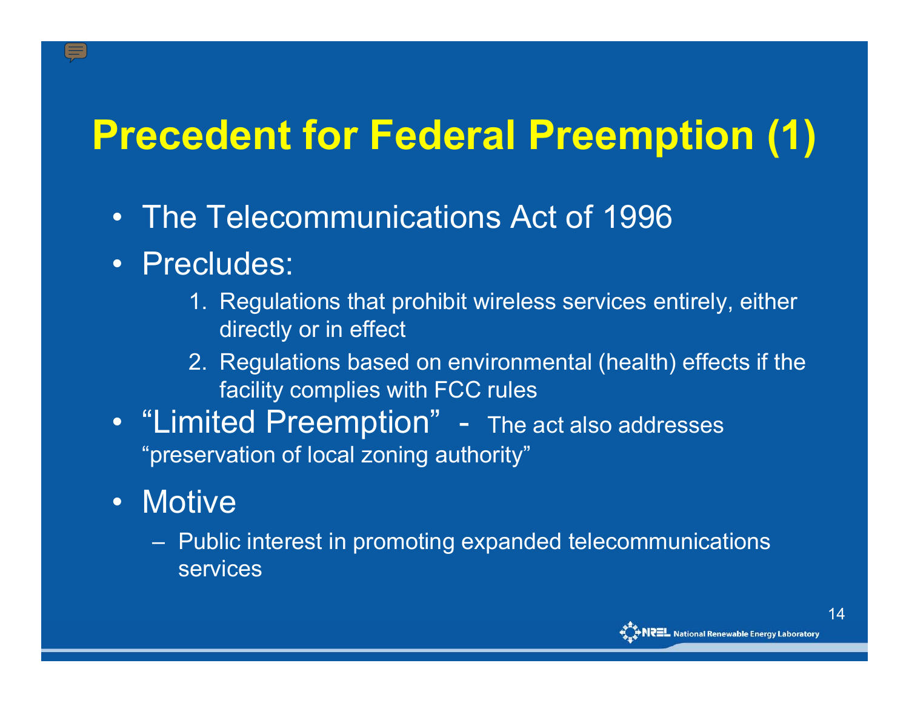# Precedent for Federal Preemption (1)

- The Telecommunications Act of 1996
- Precludes:
  1. Regulations that prohibit wireless services entirely, either directly or in effect
  2. Regulations based on environmental (health) effects if the facility complies with FCC rules
- "Limited Preemption" - The act also addresses "preservation of local zoning authority"
- Motive
  - Public interest in promoting expanded telecommunications services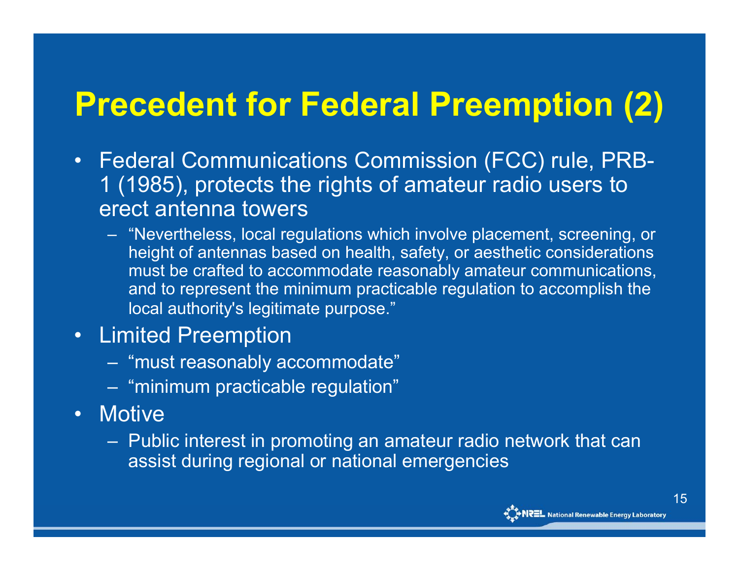# Precedent for Federal Preemption (2)

- Federal Communications Commission (FCC) rule, PRB-1 (1985), protects the rights of amateur radio users to erect antenna towers
  - "Nevertheless, local regulations which involve placement, screening, or height of antennas based on health, safety, or aesthetic considerations must be crafted to accommodate reasonably amateur communications, and to represent the minimum practicable regulation to accomplish the local authority's legitimate purpose."
- Limited Preemption
  - "must reasonably accommodate"
  - "minimum practicable regulation"
- Motive
  - Public interest in promoting an amateur radio network that can assist during regional or national emergencies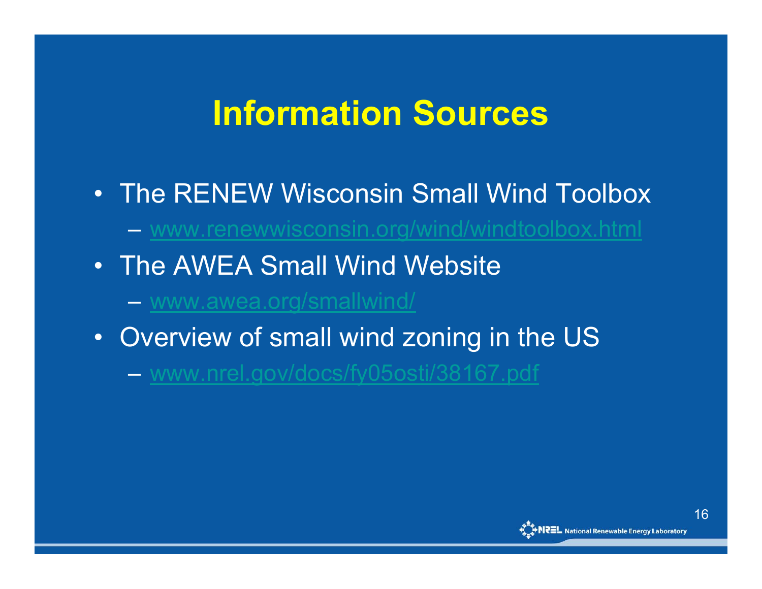# Information Sources

- The RENEW Wisconsin Small Wind Toolbox
  - www.renewwisconsin.org/wind/windtoolbox.html
- The AWEA Small Wind Website
  - www.awea.org/smallwind/
- Overview of small wind zoning in the US
  - www.nrel.gov/docs/fy05osti/38167.pdf